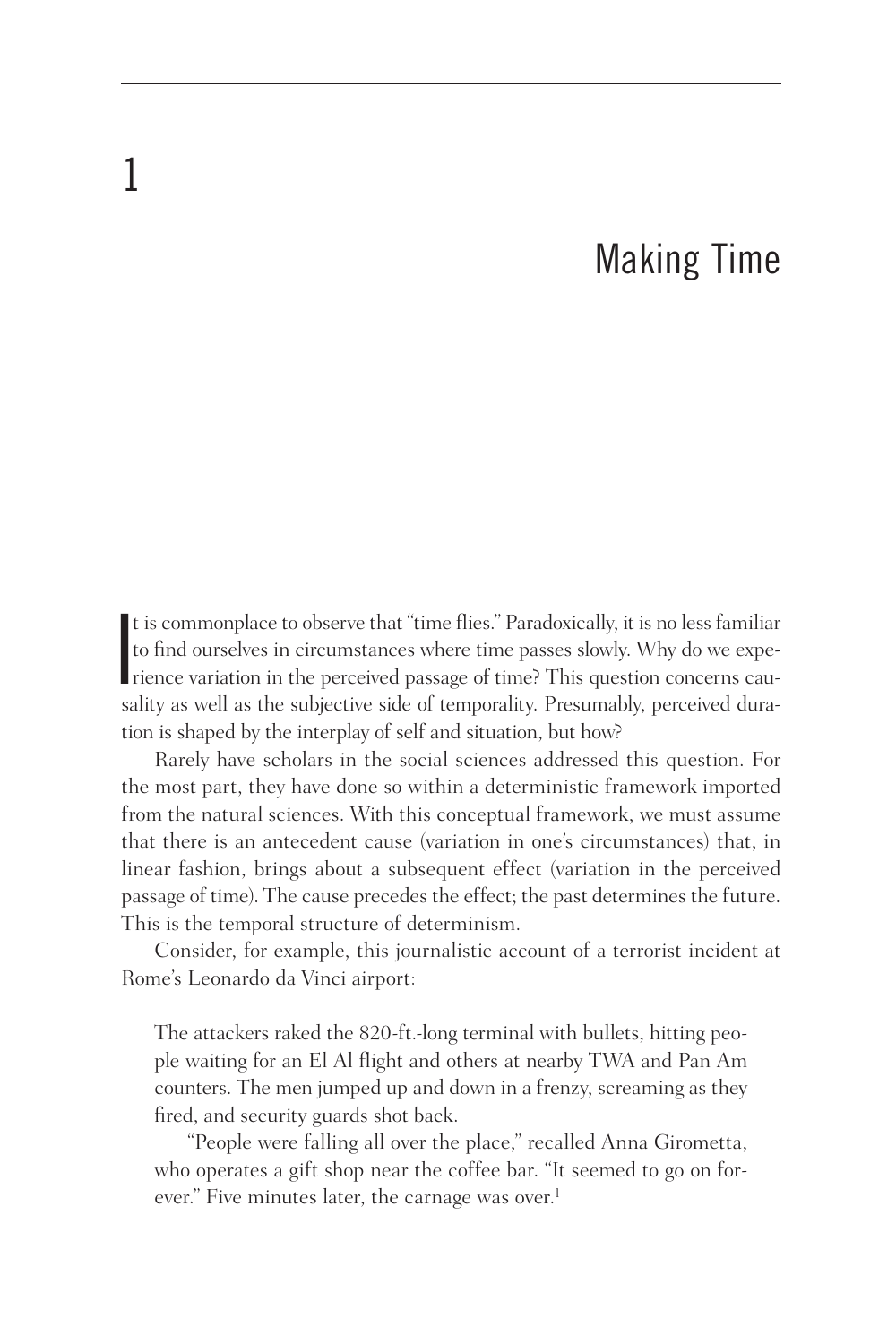# 1

# Making Time

It is commonplace to observe that "time flies." Paradoxically, it is no less familiar to find ourselves in circumstances where time passes slowly. Why do we experience variation in the perceived passage of time? This question concerns causality as well as the subjective side of temporality. Presumably, perceived duration is shaped by the interplay of self and situation, but how?

Rarely have scholars in the social sciences addressed this question. For the most part, they have done so within a deterministic framework imported from the natural sciences. With this conceptual framework, we must assume that there is an antecedent cause (variation in one's circumstances) that, in linear fashion, brings about a subsequent effect (variation in the perceived passage of time). The cause precedes the effect; the past determines the future. This is the temporal structure of determinism.

Consider, for example, this journalistic account of a terrorist incident at Rome's Leonardo da Vinci airport:

> The attackers raked the 820-ft.-long terminal with bullets, hitting people waiting for an El Al flight and others at nearby TWA and Pan Am counters. The men jumped up and down in a frenzy, screaming as they fired, and security guards shot back.
>
> "People were falling all over the place," recalled Anna Girometta, who operates a gift shop near the coffee bar. "It seemed to go on forever." Five minutes later, the carnage was over.[1]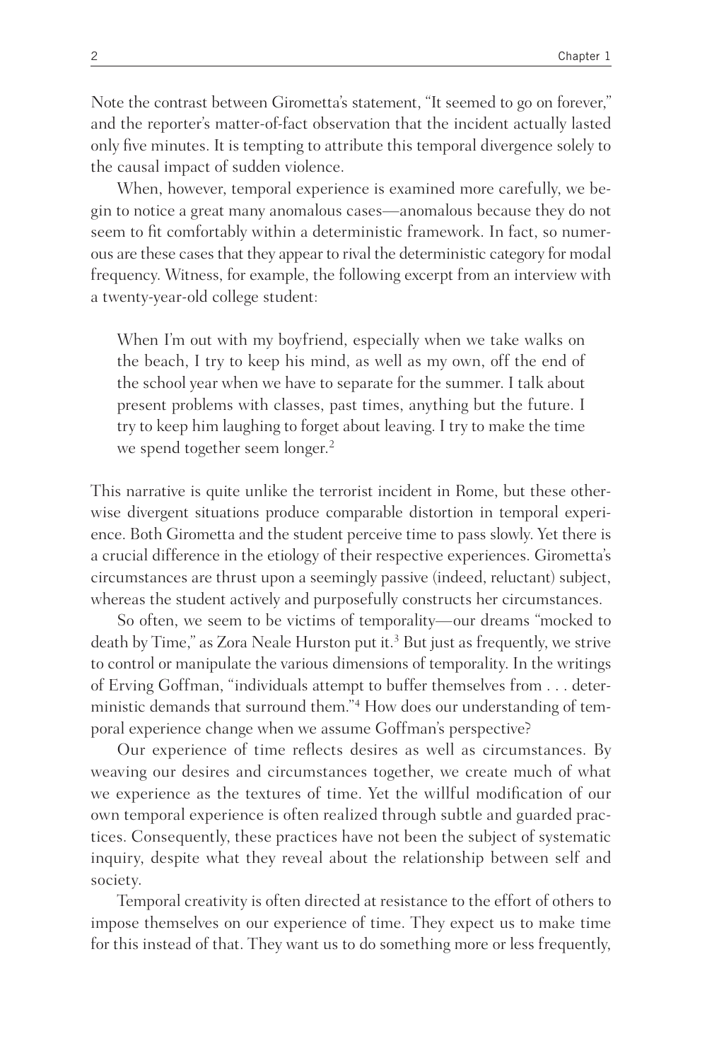Note the contrast between Girometta's statement, "It seemed to go on forever," and the reporter's matter-of-fact observation that the incident actually lasted only five minutes. It is tempting to attribute this temporal divergence solely to the causal impact of sudden violence.

When, however, temporal experience is examined more carefully, we begin to notice a great many anomalous cases—anomalous because they do not seem to fit comfortably within a deterministic framework. In fact, so numerous are these cases that they appear to rival the deterministic category for modal frequency. Witness, for example, the following excerpt from an interview with a twenty-year-old college student:

> When I'm out with my boyfriend, especially when we take walks on the beach, I try to keep his mind, as well as my own, off the end of the school year when we have to separate for the summer. I talk about present problems with classes, past times, anything but the future. I try to keep him laughing to forget about leaving. I try to make the time we spend together seem longer.[2]

This narrative is quite unlike the terrorist incident in Rome, but these otherwise divergent situations produce comparable distortion in temporal experience. Both Girometta and the student perceive time to pass slowly. Yet there is a crucial difference in the etiology of their respective experiences. Girometta's circumstances are thrust upon a seemingly passive (indeed, reluctant) subject, whereas the student actively and purposefully constructs her circumstances.

So often, we seem to be victims of temporality—our dreams "mocked to death by Time," as Zora Neale Hurston put it.[3] But just as frequently, we strive to control or manipulate the various dimensions of temporality. In the writings of Erving Goffman, "individuals attempt to buffer themselves from . . . deterministic demands that surround them."[4] How does our understanding of temporal experience change when we assume Goffman's perspective?

Our experience of time reflects desires as well as circumstances. By weaving our desires and circumstances together, we create much of what we experience as the textures of time. Yet the willful modification of our own temporal experience is often realized through subtle and guarded practices. Consequently, these practices have not been the subject of systematic inquiry, despite what they reveal about the relationship between self and society.

Temporal creativity is often directed at resistance to the effort of others to impose themselves on our experience of time. They expect us to make time for this instead of that. They want us to do something more or less frequently,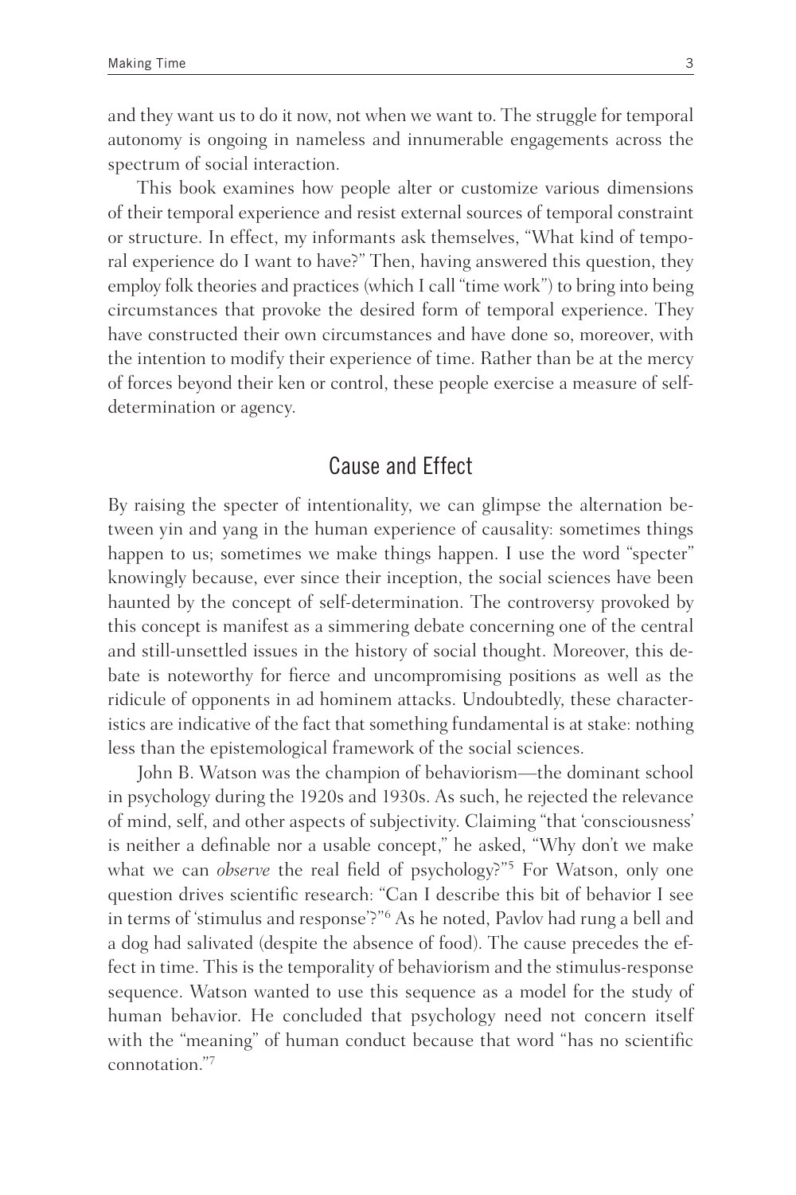and they want us to do it now, not when we want to. The struggle for temporal autonomy is ongoing in nameless and innumerable engagements across the spectrum of social interaction.

This book examines how people alter or customize various dimensions of their temporal experience and resist external sources of temporal constraint or structure. In effect, my informants ask themselves, "What kind of temporal experience do I want to have?" Then, having answered this question, they employ folk theories and practices (which I call "time work") to bring into being circumstances that provoke the desired form of temporal experience. They have constructed their own circumstances and have done so, moreover, with the intention to modify their experience of time. Rather than be at the mercy of forces beyond their ken or control, these people exercise a measure of self-determination or agency.

## Cause and Effect

By raising the specter of intentionality, we can glimpse the alternation between yin and yang in the human experience of causality: sometimes things happen to us; sometimes we make things happen. I use the word "specter" knowingly because, ever since their inception, the social sciences have been haunted by the concept of self-determination. The controversy provoked by this concept is manifest as a simmering debate concerning one of the central and still-unsettled issues in the history of social thought. Moreover, this debate is noteworthy for fierce and uncompromising positions as well as the ridicule of opponents in ad hominem attacks. Undoubtedly, these characteristics are indicative of the fact that something fundamental is at stake: nothing less than the epistemological framework of the social sciences.

John B. Watson was the champion of behaviorism—the dominant school in psychology during the 1920s and 1930s. As such, he rejected the relevance of mind, self, and other aspects of subjectivity. Claiming "that 'consciousness' is neither a definable nor a usable concept," he asked, "Why don't we make what we can *observe* the real field of psychology?"[5] For Watson, only one question drives scientific research: "Can I describe this bit of behavior I see in terms of 'stimulus and response'?"[6] As he noted, Pavlov had rung a bell and a dog had salivated (despite the absence of food). The cause precedes the effect in time. This is the temporality of behaviorism and the stimulus-response sequence. Watson wanted to use this sequence as a model for the study of human behavior. He concluded that psychology need not concern itself with the "meaning" of human conduct because that word "has no scientific connotation."[7]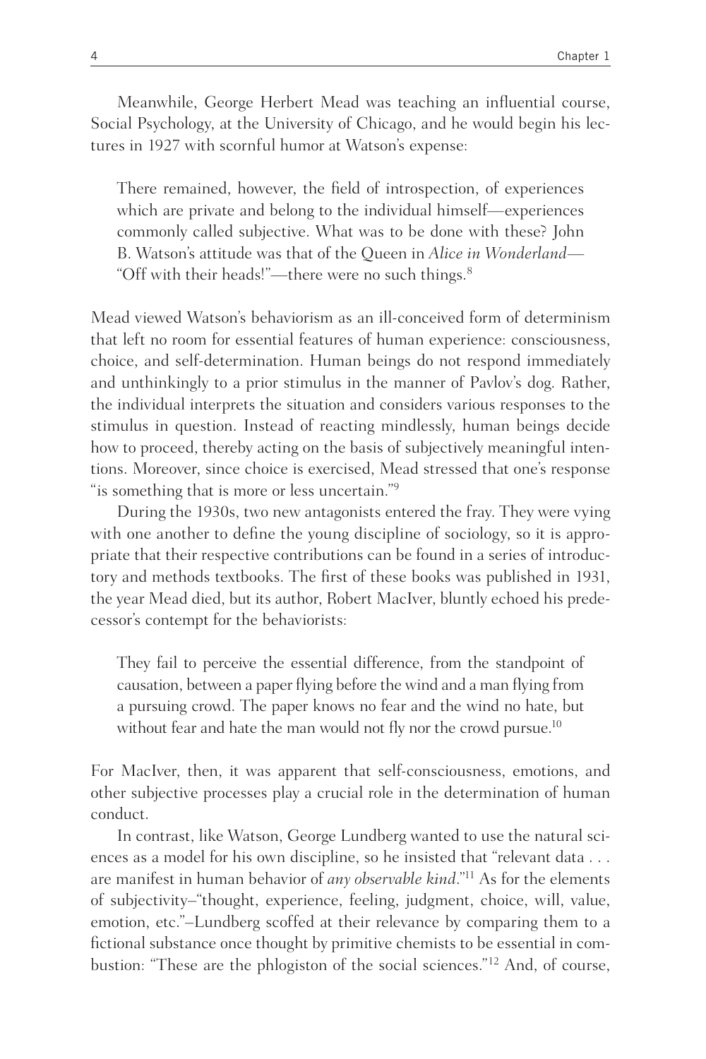Meanwhile, George Herbert Mead was teaching an influential course, Social Psychology, at the University of Chicago, and he would begin his lectures in 1927 with scornful humor at Watson's expense:

> There remained, however, the field of introspection, of experiences which are private and belong to the individual himself—experiences commonly called subjective. What was to be done with these? John B. Watson's attitude was that of the Queen in *Alice in Wonderland*—"Off with their heads!"—there were no such things.[8]

Mead viewed Watson's behaviorism as an ill-conceived form of determinism that left no room for essential features of human experience: consciousness, choice, and self-determination. Human beings do not respond immediately and unthinkingly to a prior stimulus in the manner of Pavlov's dog. Rather, the individual interprets the situation and considers various responses to the stimulus in question. Instead of reacting mindlessly, human beings decide how to proceed, thereby acting on the basis of subjectively meaningful intentions. Moreover, since choice is exercised, Mead stressed that one's response "is something that is more or less uncertain."[9]

During the 1930s, two new antagonists entered the fray. They were vying with one another to define the young discipline of sociology, so it is appropriate that their respective contributions can be found in a series of introductory and methods textbooks. The first of these books was published in 1931, the year Mead died, but its author, Robert MacIver, bluntly echoed his predecessor's contempt for the behaviorists:

> They fail to perceive the essential difference, from the standpoint of causation, between a paper flying before the wind and a man flying from a pursuing crowd. The paper knows no fear and the wind no hate, but without fear and hate the man would not fly nor the crowd pursue.[10]

For MacIver, then, it was apparent that self-consciousness, emotions, and other subjective processes play a crucial role in the determination of human conduct.

In contrast, like Watson, George Lundberg wanted to use the natural sciences as a model for his own discipline, so he insisted that "relevant data . . . are manifest in human behavior of *any observable kind*."[11] As for the elements of subjectivity–"thought, experience, feeling, judgment, choice, will, value, emotion, etc."–Lundberg scoffed at their relevance by comparing them to a fictional substance once thought by primitive chemists to be essential in combustion: "These are the phlogiston of the social sciences."[12] And, of course,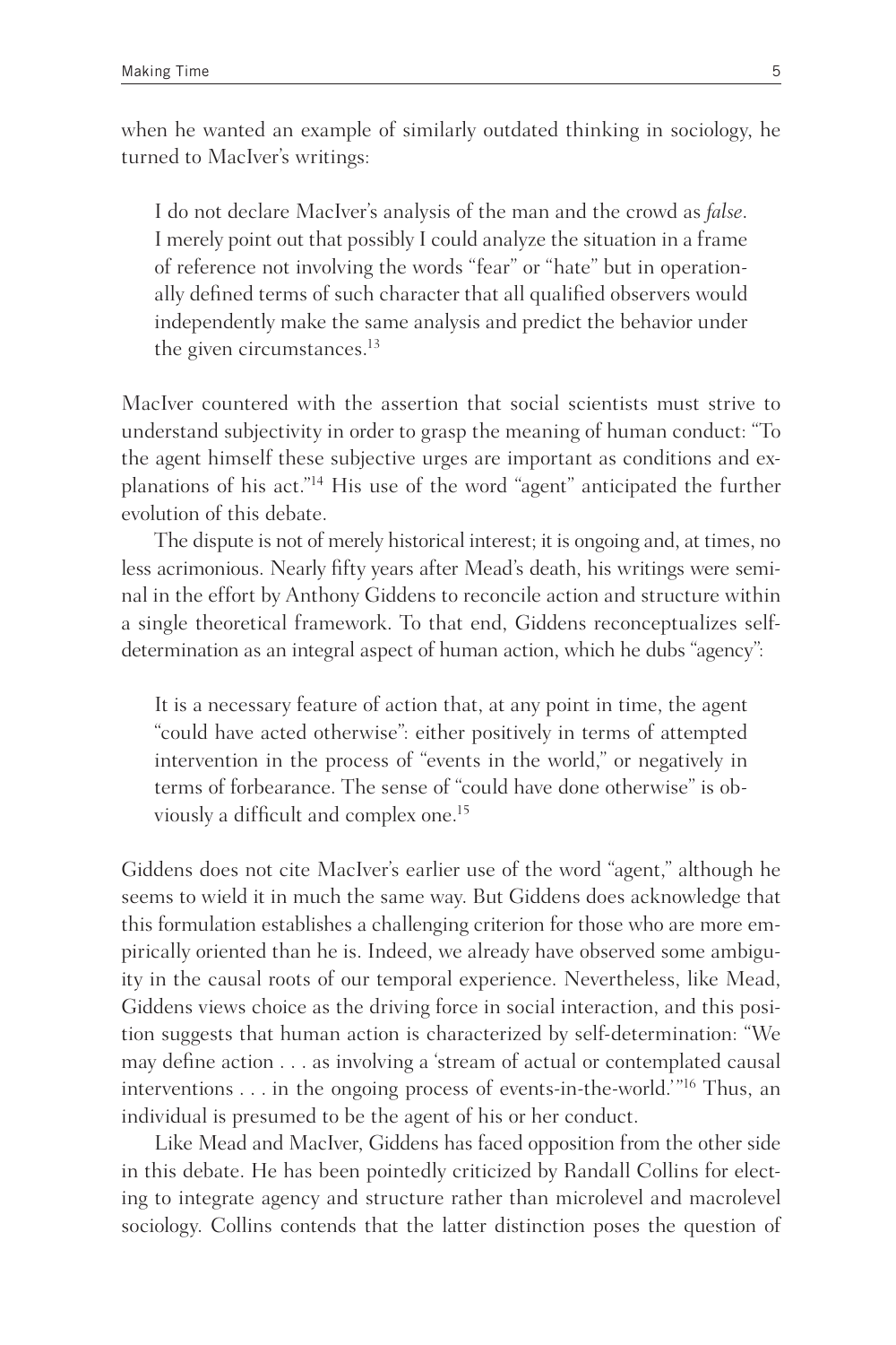when he wanted an example of similarly outdated thinking in sociology, he turned to MacIver's writings:

> I do not declare MacIver's analysis of the man and the crowd as *false*. I merely point out that possibly I could analyze the situation in a frame of reference not involving the words "fear" or "hate" but in operationally defined terms of such character that all qualified observers would independently make the same analysis and predict the behavior under the given circumstances.[13]

MacIver countered with the assertion that social scientists must strive to understand subjectivity in order to grasp the meaning of human conduct: "To the agent himself these subjective urges are important as conditions and explanations of his act."[14] His use of the word "agent" anticipated the further evolution of this debate.

The dispute is not of merely historical interest; it is ongoing and, at times, no less acrimonious. Nearly fifty years after Mead's death, his writings were seminal in the effort by Anthony Giddens to reconcile action and structure within a single theoretical framework. To that end, Giddens reconceptualizes self-determination as an integral aspect of human action, which he dubs "agency":

> It is a necessary feature of action that, at any point in time, the agent "could have acted otherwise": either positively in terms of attempted intervention in the process of "events in the world," or negatively in terms of forbearance. The sense of "could have done otherwise" is obviously a difficult and complex one.[15]

Giddens does not cite MacIver's earlier use of the word "agent," although he seems to wield it in much the same way. But Giddens does acknowledge that this formulation establishes a challenging criterion for those who are more empirically oriented than he is. Indeed, we already have observed some ambiguity in the causal roots of our temporal experience. Nevertheless, like Mead, Giddens views choice as the driving force in social interaction, and this position suggests that human action is characterized by self-determination: "We may define action . . . as involving a 'stream of actual or contemplated causal interventions . . . in the ongoing process of events-in-the-world.'"[16] Thus, an individual is presumed to be the agent of his or her conduct.

Like Mead and MacIver, Giddens has faced opposition from the other side in this debate. He has been pointedly criticized by Randall Collins for electing to integrate agency and structure rather than microlevel and macrolevel sociology. Collins contends that the latter distinction poses the question of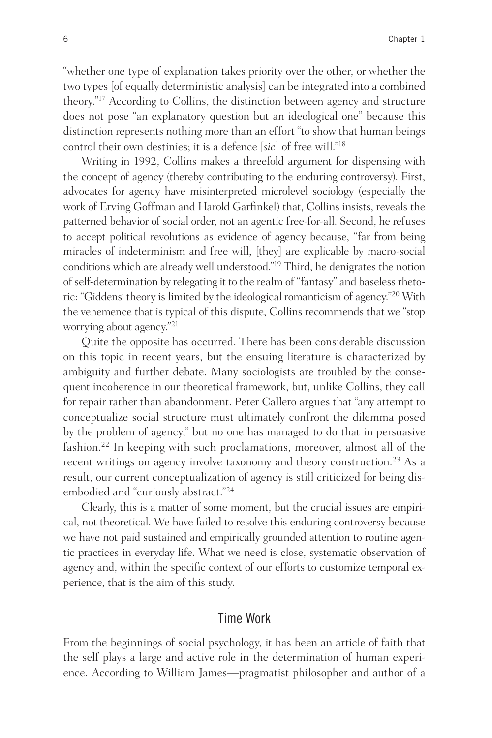"whether one type of explanation takes priority over the other, or whether the two types [of equally deterministic analysis] can be integrated into a combined theory."[17] According to Collins, the distinction between agency and structure does not pose "an explanatory question but an ideological one" because this distinction represents nothing more than an effort "to show that human beings control their own destinies; it is a defence [*sic*] of free will."[18]

Writing in 1992, Collins makes a threefold argument for dispensing with the concept of agency (thereby contributing to the enduring controversy). First, advocates for agency have misinterpreted microlevel sociology (especially the work of Erving Goffman and Harold Garfinkel) that, Collins insists, reveals the patterned behavior of social order, not an agentic free-for-all. Second, he refuses to accept political revolutions as evidence of agency because, "far from being miracles of indeterminism and free will, [they] are explicable by macro-social conditions which are already well understood."[19] Third, he denigrates the notion of self-determination by relegating it to the realm of "fantasy" and baseless rhetoric: "Giddens' theory is limited by the ideological romanticism of agency."[20] With the vehemence that is typical of this dispute, Collins recommends that we "stop worrying about agency."[21]

Quite the opposite has occurred. There has been considerable discussion on this topic in recent years, but the ensuing literature is characterized by ambiguity and further debate. Many sociologists are troubled by the consequent incoherence in our theoretical framework, but, unlike Collins, they call for repair rather than abandonment. Peter Callero argues that "any attempt to conceptualize social structure must ultimately confront the dilemma posed by the problem of agency," but no one has managed to do that in persuasive fashion.[22] In keeping with such proclamations, moreover, almost all of the recent writings on agency involve taxonomy and theory construction.[23] As a result, our current conceptualization of agency is still criticized for being disembodied and "curiously abstract."[24]

Clearly, this is a matter of some moment, but the crucial issues are empirical, not theoretical. We have failed to resolve this enduring controversy because we have not paid sustained and empirically grounded attention to routine agentic practices in everyday life. What we need is close, systematic observation of agency and, within the specific context of our efforts to customize temporal experience, that is the aim of this study.

## Time Work

From the beginnings of social psychology, it has been an article of faith that the self plays a large and active role in the determination of human experience. According to William James—pragmatist philosopher and author of a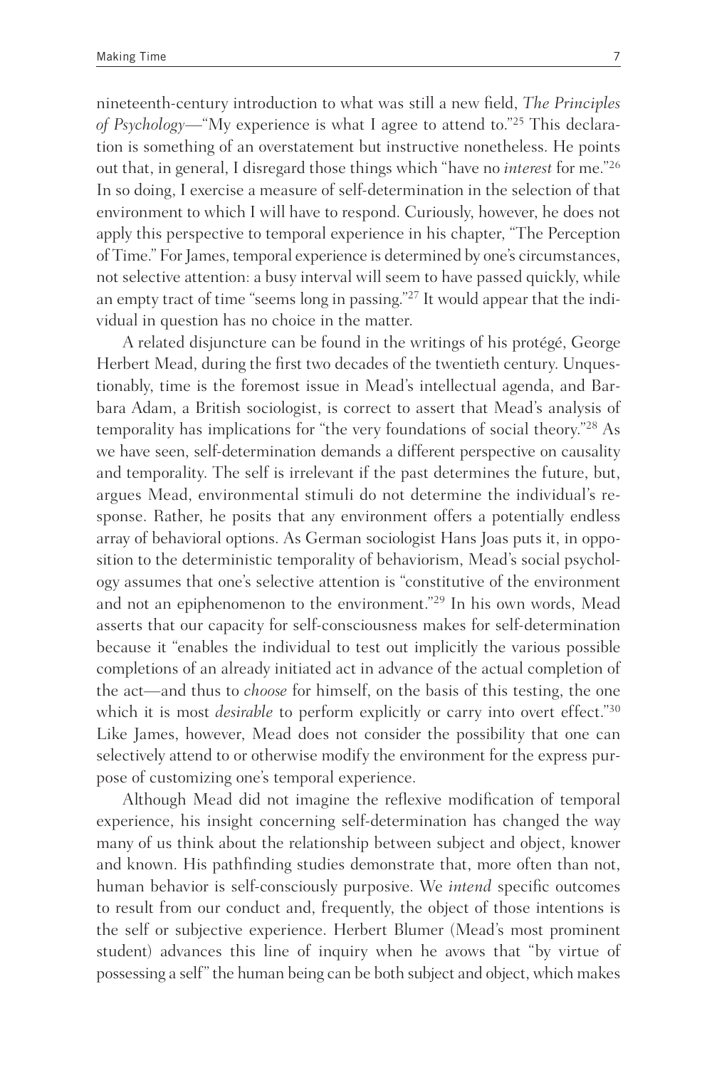nineteenth-century introduction to what was still a new field, *The Principles of Psychology*—"My experience is what I agree to attend to."[25] This declaration is something of an overstatement but instructive nonetheless. He points out that, in general, I disregard those things which "have no *interest* for me."[26] In so doing, I exercise a measure of self-determination in the selection of that environment to which I will have to respond. Curiously, however, he does not apply this perspective to temporal experience in his chapter, "The Perception of Time." For James, temporal experience is determined by one's circumstances, not selective attention: a busy interval will seem to have passed quickly, while an empty tract of time "seems long in passing."[27] It would appear that the individual in question has no choice in the matter.

A related disjuncture can be found in the writings of his protégé, George Herbert Mead, during the first two decades of the twentieth century. Unquestionably, time is the foremost issue in Mead's intellectual agenda, and Barbara Adam, a British sociologist, is correct to assert that Mead's analysis of temporality has implications for "the very foundations of social theory."[28] As we have seen, self-determination demands a different perspective on causality and temporality. The self is irrelevant if the past determines the future, but, argues Mead, environmental stimuli do not determine the individual's response. Rather, he posits that any environment offers a potentially endless array of behavioral options. As German sociologist Hans Joas puts it, in opposition to the deterministic temporality of behaviorism, Mead's social psychology assumes that one's selective attention is "constitutive of the environment and not an epiphenomenon to the environment."[29] In his own words, Mead asserts that our capacity for self-consciousness makes for self-determination because it "enables the individual to test out implicitly the various possible completions of an already initiated act in advance of the actual completion of the act—and thus to *choose* for himself, on the basis of this testing, the one which it is most *desirable* to perform explicitly or carry into overt effect."[30] Like James, however, Mead does not consider the possibility that one can selectively attend to or otherwise modify the environment for the express purpose of customizing one's temporal experience.

Although Mead did not imagine the reflexive modification of temporal experience, his insight concerning self-determination has changed the way many of us think about the relationship between subject and object, knower and known. His pathfinding studies demonstrate that, more often than not, human behavior is self-consciously purposive. We *intend* specific outcomes to result from our conduct and, frequently, the object of those intentions is the self or subjective experience. Herbert Blumer (Mead's most prominent student) advances this line of inquiry when he avows that "by virtue of possessing a self" the human being can be both subject and object, which makes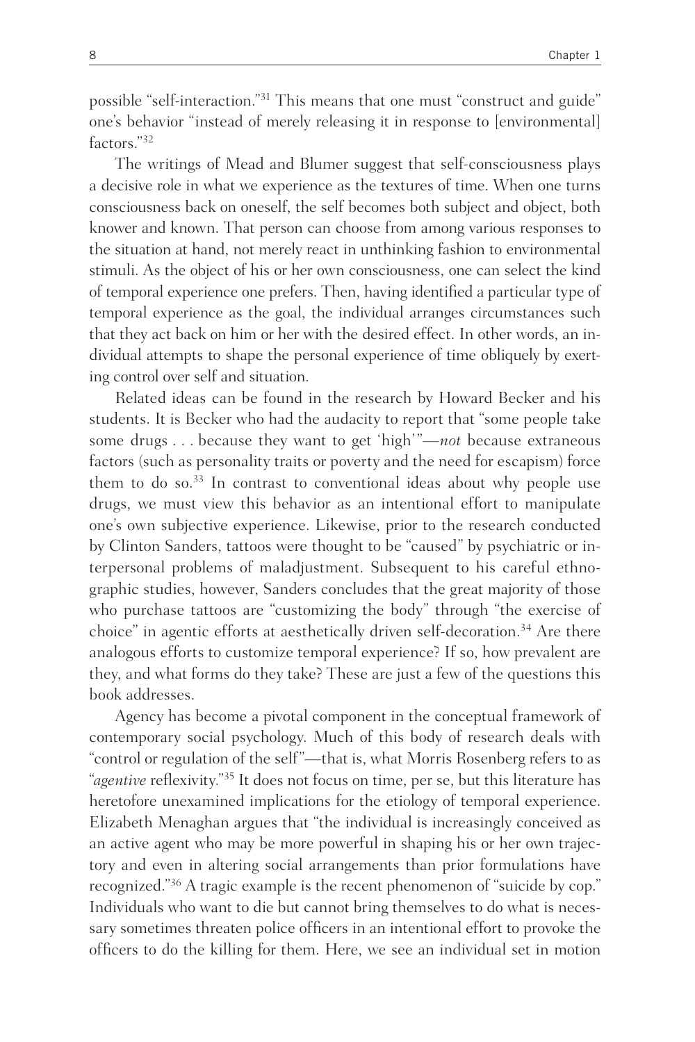possible "self-interaction."[31] This means that one must "construct and guide" one's behavior "instead of merely releasing it in response to [environmental] factors."[32]

The writings of Mead and Blumer suggest that self-consciousness plays a decisive role in what we experience as the textures of time. When one turns consciousness back on oneself, the self becomes both subject and object, both knower and known. That person can choose from among various responses to the situation at hand, not merely react in unthinking fashion to environmental stimuli. As the object of his or her own consciousness, one can select the kind of temporal experience one prefers. Then, having identified a particular type of temporal experience as the goal, the individual arranges circumstances such that they act back on him or her with the desired effect. In other words, an individual attempts to shape the personal experience of time obliquely by exerting control over self and situation.

Related ideas can be found in the research by Howard Becker and his students. It is Becker who had the audacity to report that "some people take some drugs . . . because they want to get 'high'"—*not* because extraneous factors (such as personality traits or poverty and the need for escapism) force them to do so.[33] In contrast to conventional ideas about why people use drugs, we must view this behavior as an intentional effort to manipulate one's own subjective experience. Likewise, prior to the research conducted by Clinton Sanders, tattoos were thought to be "caused" by psychiatric or interpersonal problems of maladjustment. Subsequent to his careful ethnographic studies, however, Sanders concludes that the great majority of those who purchase tattoos are "customizing the body" through "the exercise of choice" in agentic efforts at aesthetically driven self-decoration.[34] Are there analogous efforts to customize temporal experience? If so, how prevalent are they, and what forms do they take? These are just a few of the questions this book addresses.

Agency has become a pivotal component in the conceptual framework of contemporary social psychology. Much of this body of research deals with "control or regulation of the self"—that is, what Morris Rosenberg refers to as "*agentive* reflexivity."[35] It does not focus on time, per se, but this literature has heretofore unexamined implications for the etiology of temporal experience. Elizabeth Menaghan argues that "the individual is increasingly conceived as an active agent who may be more powerful in shaping his or her own trajectory and even in altering social arrangements than prior formulations have recognized."[36] A tragic example is the recent phenomenon of "suicide by cop." Individuals who want to die but cannot bring themselves to do what is necessary sometimes threaten police officers in an intentional effort to provoke the officers to do the killing for them. Here, we see an individual set in motion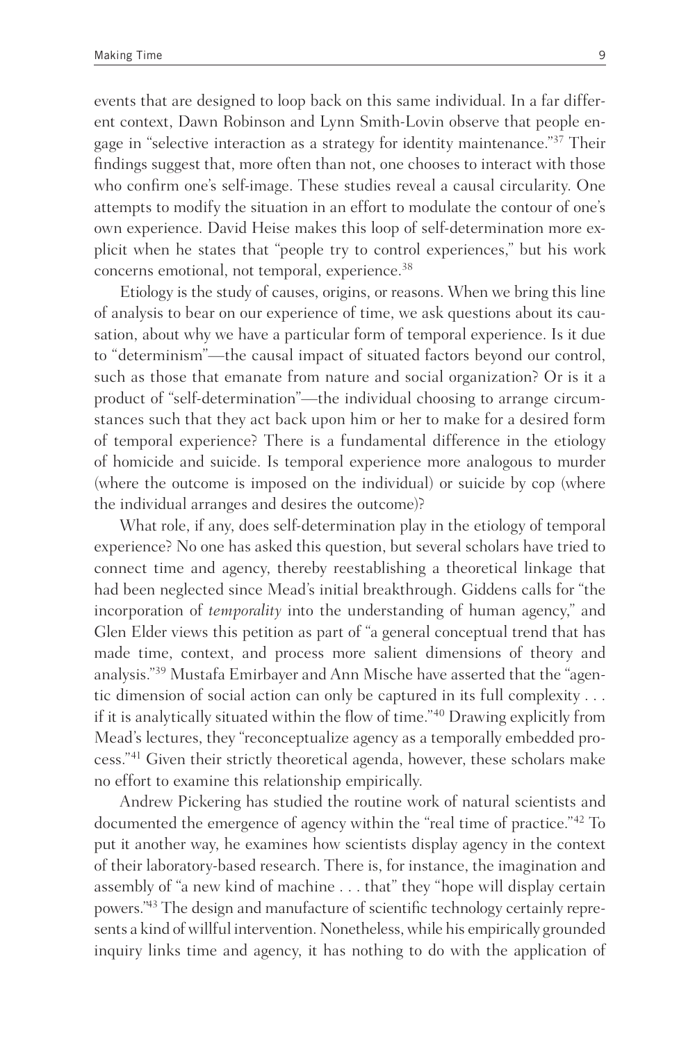events that are designed to loop back on this same individual. In a far different context, Dawn Robinson and Lynn Smith-Lovin observe that people engage in "selective interaction as a strategy for identity maintenance."[37] Their findings suggest that, more often than not, one chooses to interact with those who confirm one's self-image. These studies reveal a causal circularity. One attempts to modify the situation in an effort to modulate the contour of one's own experience. David Heise makes this loop of self-determination more explicit when he states that "people try to control experiences," but his work concerns emotional, not temporal, experience.[38]

Etiology is the study of causes, origins, or reasons. When we bring this line of analysis to bear on our experience of time, we ask questions about its causation, about why we have a particular form of temporal experience. Is it due to "determinism"—the causal impact of situated factors beyond our control, such as those that emanate from nature and social organization? Or is it a product of "self-determination"—the individual choosing to arrange circumstances such that they act back upon him or her to make for a desired form of temporal experience? There is a fundamental difference in the etiology of homicide and suicide. Is temporal experience more analogous to murder (where the outcome is imposed on the individual) or suicide by cop (where the individual arranges and desires the outcome)?

What role, if any, does self-determination play in the etiology of temporal experience? No one has asked this question, but several scholars have tried to connect time and agency, thereby reestablishing a theoretical linkage that had been neglected since Mead's initial breakthrough. Giddens calls for "the incorporation of *temporality* into the understanding of human agency," and Glen Elder views this petition as part of "a general conceptual trend that has made time, context, and process more salient dimensions of theory and analysis."[39] Mustafa Emirbayer and Ann Mische have asserted that the "agentic dimension of social action can only be captured in its full complexity . . . if it is analytically situated within the flow of time."[40] Drawing explicitly from Mead's lectures, they "reconceptualize agency as a temporally embedded process."[41] Given their strictly theoretical agenda, however, these scholars make no effort to examine this relationship empirically.

Andrew Pickering has studied the routine work of natural scientists and documented the emergence of agency within the "real time of practice."[42] To put it another way, he examines how scientists display agency in the context of their laboratory-based research. There is, for instance, the imagination and assembly of "a new kind of machine . . . that" they "hope will display certain powers."[43] The design and manufacture of scientific technology certainly represents a kind of willful intervention. Nonetheless, while his empirically grounded inquiry links time and agency, it has nothing to do with the application of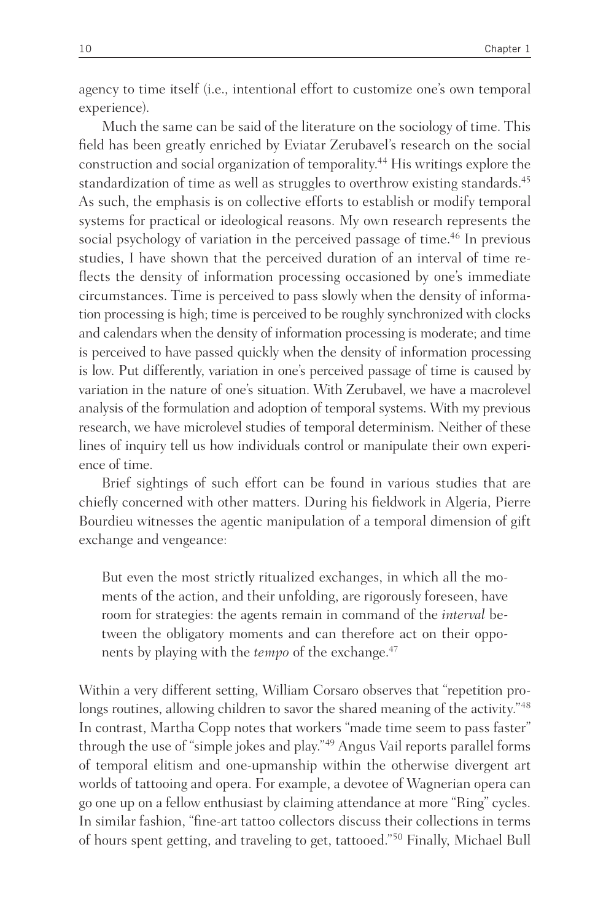agency to time itself (i.e., intentional effort to customize one's own temporal experience).

Much the same can be said of the literature on the sociology of time. This field has been greatly enriched by Eviatar Zerubavel's research on the social construction and social organization of temporality.[44] His writings explore the standardization of time as well as struggles to overthrow existing standards.[45] As such, the emphasis is on collective efforts to establish or modify temporal systems for practical or ideological reasons. My own research represents the social psychology of variation in the perceived passage of time.[46] In previous studies, I have shown that the perceived duration of an interval of time reflects the density of information processing occasioned by one's immediate circumstances. Time is perceived to pass slowly when the density of information processing is high; time is perceived to be roughly synchronized with clocks and calendars when the density of information processing is moderate; and time is perceived to have passed quickly when the density of information processing is low. Put differently, variation in one's perceived passage of time is caused by variation in the nature of one's situation. With Zerubavel, we have a macrolevel analysis of the formulation and adoption of temporal systems. With my previous research, we have microlevel studies of temporal determinism. Neither of these lines of inquiry tell us how individuals control or manipulate their own experience of time.

Brief sightings of such effort can be found in various studies that are chiefly concerned with other matters. During his fieldwork in Algeria, Pierre Bourdieu witnesses the agentic manipulation of a temporal dimension of gift exchange and vengeance:

> But even the most strictly ritualized exchanges, in which all the moments of the action, and their unfolding, are rigorously foreseen, have room for strategies: the agents remain in command of the *interval* between the obligatory moments and can therefore act on their opponents by playing with the *tempo* of the exchange.[47]

Within a very different setting, William Corsaro observes that "repetition prolongs routines, allowing children to savor the shared meaning of the activity."[48] In contrast, Martha Copp notes that workers "made time seem to pass faster" through the use of "simple jokes and play."[49] Angus Vail reports parallel forms of temporal elitism and one-upmanship within the otherwise divergent art worlds of tattooing and opera. For example, a devotee of Wagnerian opera can go one up on a fellow enthusiast by claiming attendance at more "Ring" cycles. In similar fashion, "fine-art tattoo collectors discuss their collections in terms of hours spent getting, and traveling to get, tattooed."[50] Finally, Michael Bull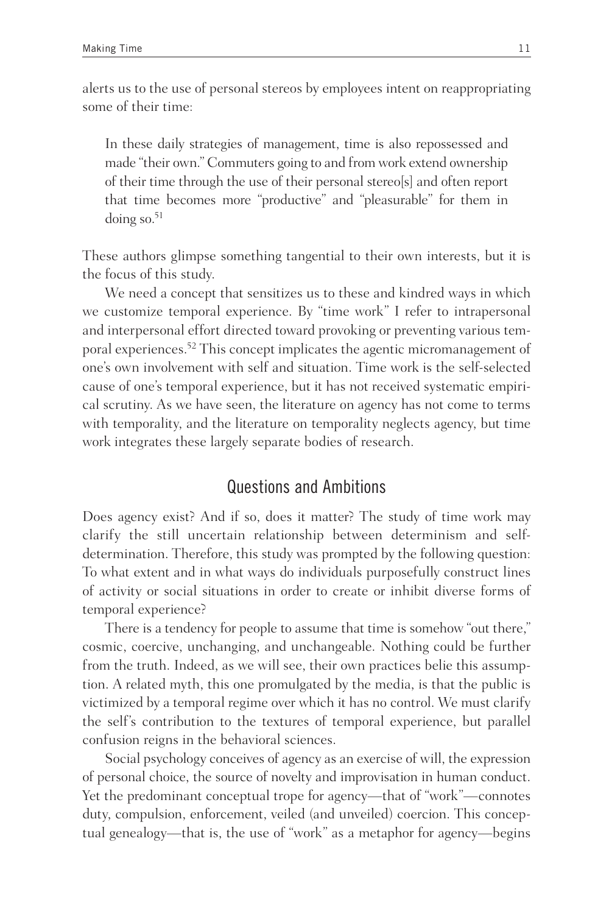alerts us to the use of personal stereos by employees intent on reappropriating some of their time:

> In these daily strategies of management, time is also repossessed and made "their own." Commuters going to and from work extend ownership of their time through the use of their personal stereo[s] and often report that time becomes more "productive" and "pleasurable" for them in doing so.[51]

These authors glimpse something tangential to their own interests, but it is the focus of this study.

We need a concept that sensitizes us to these and kindred ways in which we customize temporal experience. By "time work" I refer to intrapersonal and interpersonal effort directed toward provoking or preventing various temporal experiences.[52] This concept implicates the agentic micromanagement of one's own involvement with self and situation. Time work is the self-selected cause of one's temporal experience, but it has not received systematic empirical scrutiny. As we have seen, the literature on agency has not come to terms with temporality, and the literature on temporality neglects agency, but time work integrates these largely separate bodies of research.

## Questions and Ambitions

Does agency exist? And if so, does it matter? The study of time work may clarify the still uncertain relationship between determinism and self-determination. Therefore, this study was prompted by the following question: To what extent and in what ways do individuals purposefully construct lines of activity or social situations in order to create or inhibit diverse forms of temporal experience?

There is a tendency for people to assume that time is somehow "out there," cosmic, coercive, unchanging, and unchangeable. Nothing could be further from the truth. Indeed, as we will see, their own practices belie this assumption. A related myth, this one promulgated by the media, is that the public is victimized by a temporal regime over which it has no control. We must clarify the self's contribution to the textures of temporal experience, but parallel confusion reigns in the behavioral sciences.

Social psychology conceives of agency as an exercise of will, the expression of personal choice, the source of novelty and improvisation in human conduct. Yet the predominant conceptual trope for agency—that of "work"—connotes duty, compulsion, enforcement, veiled (and unveiled) coercion. This conceptual genealogy—that is, the use of "work" as a metaphor for agency—begins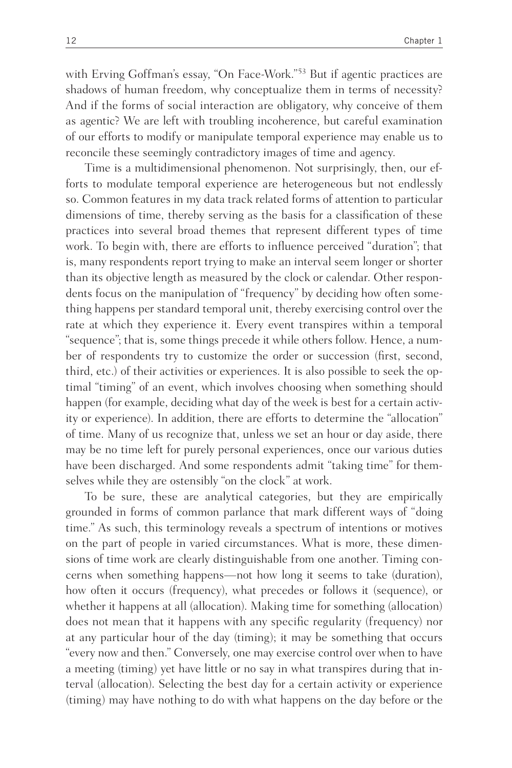with Erving Goffman's essay, "On Face-Work."[53] But if agentic practices are shadows of human freedom, why conceptualize them in terms of necessity? And if the forms of social interaction are obligatory, why conceive of them as agentic? We are left with troubling incoherence, but careful examination of our efforts to modify or manipulate temporal experience may enable us to reconcile these seemingly contradictory images of time and agency.

Time is a multidimensional phenomenon. Not surprisingly, then, our efforts to modulate temporal experience are heterogeneous but not endlessly so. Common features in my data track related forms of attention to particular dimensions of time, thereby serving as the basis for a classification of these practices into several broad themes that represent different types of time work. To begin with, there are efforts to influence perceived "duration"; that is, many respondents report trying to make an interval seem longer or shorter than its objective length as measured by the clock or calendar. Other respondents focus on the manipulation of "frequency" by deciding how often something happens per standard temporal unit, thereby exercising control over the rate at which they experience it. Every event transpires within a temporal "sequence"; that is, some things precede it while others follow. Hence, a number of respondents try to customize the order or succession (first, second, third, etc.) of their activities or experiences. It is also possible to seek the optimal "timing" of an event, which involves choosing when something should happen (for example, deciding what day of the week is best for a certain activity or experience). In addition, there are efforts to determine the "allocation" of time. Many of us recognize that, unless we set an hour or day aside, there may be no time left for purely personal experiences, once our various duties have been discharged. And some respondents admit "taking time" for themselves while they are ostensibly "on the clock" at work.

To be sure, these are analytical categories, but they are empirically grounded in forms of common parlance that mark different ways of "doing time." As such, this terminology reveals a spectrum of intentions or motives on the part of people in varied circumstances. What is more, these dimensions of time work are clearly distinguishable from one another. Timing concerns when something happens—not how long it seems to take (duration), how often it occurs (frequency), what precedes or follows it (sequence), or whether it happens at all (allocation). Making time for something (allocation) does not mean that it happens with any specific regularity (frequency) nor at any particular hour of the day (timing); it may be something that occurs "every now and then." Conversely, one may exercise control over when to have a meeting (timing) yet have little or no say in what transpires during that interval (allocation). Selecting the best day for a certain activity or experience (timing) may have nothing to do with what happens on the day before or the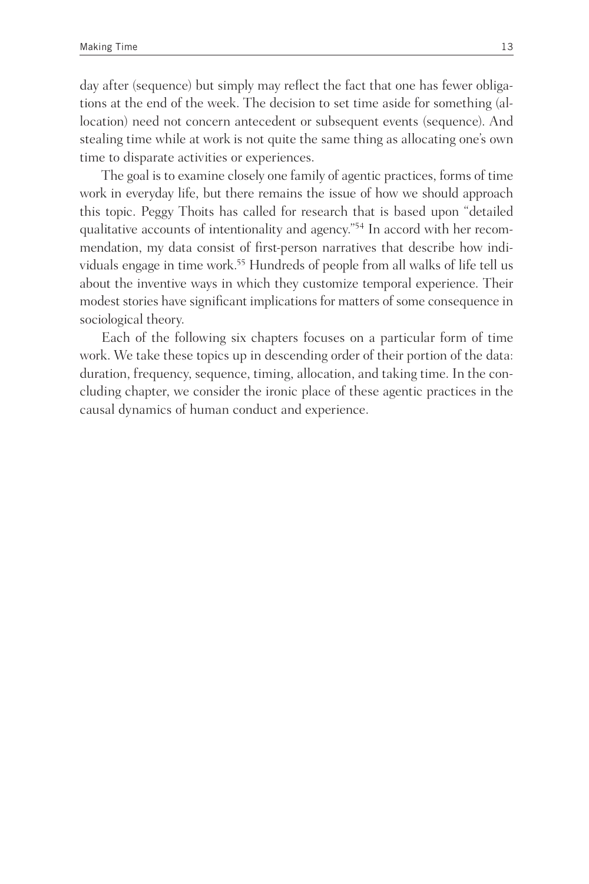day after (sequence) but simply may reflect the fact that one has fewer obligations at the end of the week. The decision to set time aside for something (allocation) need not concern antecedent or subsequent events (sequence). And stealing time while at work is not quite the same thing as allocating one's own time to disparate activities or experiences.

The goal is to examine closely one family of agentic practices, forms of time work in everyday life, but there remains the issue of how we should approach this topic. Peggy Thoits has called for research that is based upon "detailed qualitative accounts of intentionality and agency."[54] In accord with her recommendation, my data consist of first-person narratives that describe how individuals engage in time work.[55] Hundreds of people from all walks of life tell us about the inventive ways in which they customize temporal experience. Their modest stories have significant implications for matters of some consequence in sociological theory.

Each of the following six chapters focuses on a particular form of time work. We take these topics up in descending order of their portion of the data: duration, frequency, sequence, timing, allocation, and taking time. In the concluding chapter, we consider the ironic place of these agentic practices in the causal dynamics of human conduct and experience.